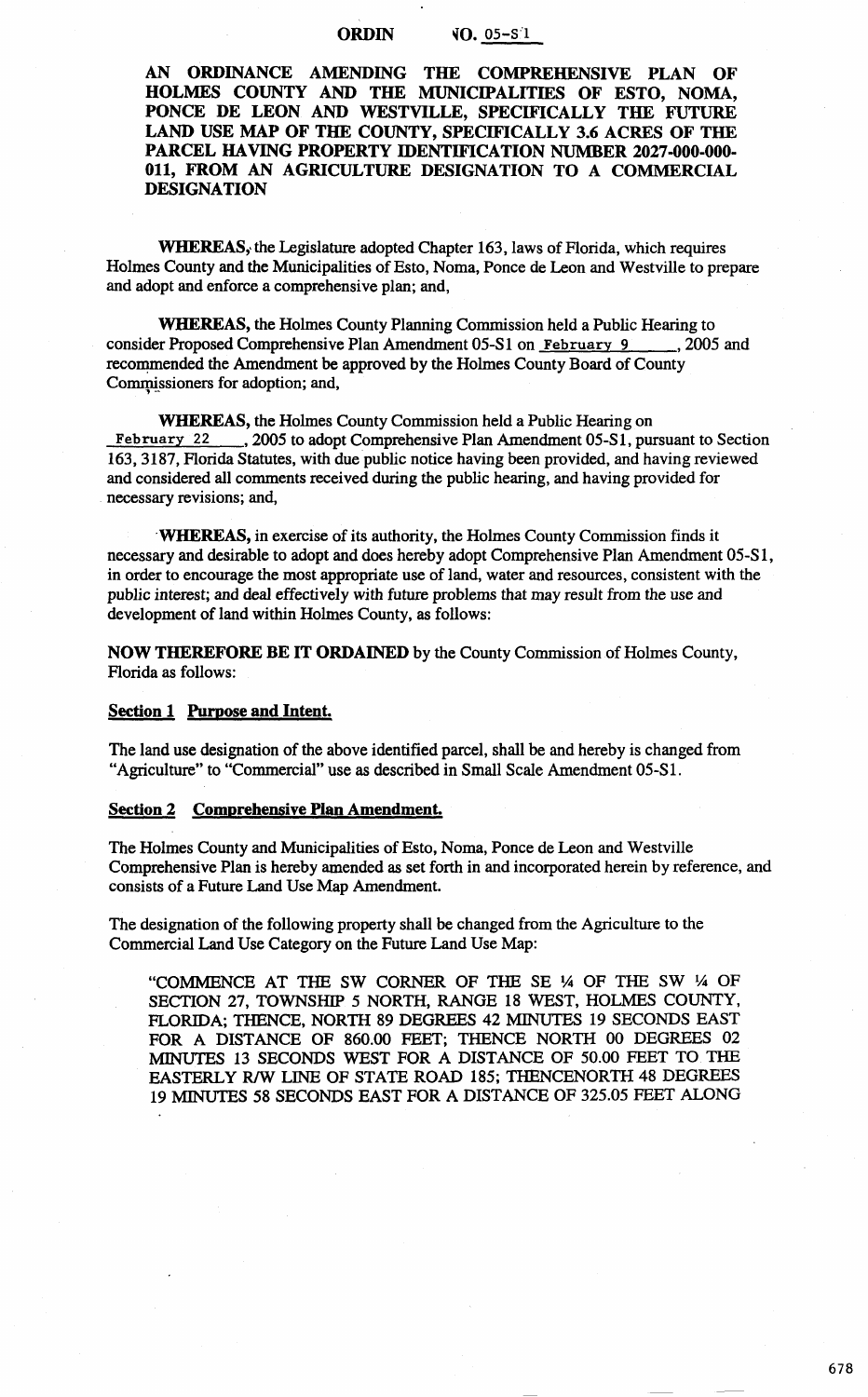**ORDIN NO. 05-S1**

**AN ORDINANCE AMENDING THE COMPREHENSIVE PLAN OF HOLMES COUNTY AND THE MUNICIPALITIES OF ESTO, NOMA, PONCE DE LEON AND WESTVILLE, SPECIFICALLY THE FUTURE LAND USE MAP OF THE COUNTY, SPECIFICALLY 3.6 ACRES OF THE PARCEL HAVING PROPERTY IDENTIFICATION NUMBER 2027-000-000-011, FROM AN AGRICULTURE DESIGNATION TO A COMMERCIAL DESIGNATION**

**WHEREAS,** the Legislature adopted Chapter 163, laws of Florida, which requires Holmes County and the Municipalities of Esto, Noma, Ponce de Leon and Westville to prepare and adopt and enforce a comprehensive plan; and,

**WHEREAS,** the Holmes County Planning Commission held a Public Hearing to consider Proposed Comprehensive Plan Amendment 05-S1 on February 9, 2005 and recommended the Amendment be approved by the Holmes County Board of County Commissioners for adoption; and,

**WHEREAS,** the Holmes County Commission held a Public Hearing on February 22, 2005 to adopt Comprehensive Plan Amendment 05-S1, pursuant to Section 163, 3187, Florida Statutes, with due public notice having been provided, and having reviewed and considered all comments received during the public hearing, and having provided for necessary revisions; and,

**WHEREAS,** in exercise of its authority, the Holmes County Commission finds it necessary and desirable to adopt and does hereby adopt Comprehensive Plan Amendment 05-S1, in order to encourage the most appropriate use of land, water and resources, consistent with the public interest; and deal effectively with future problems that may result from the use and development of land within Holmes County, as follows:

**NOW THEREFORE BE IT ORDAINED** by the County Commission of Holmes County, Florida as follows:

**Section 1 Purpose and Intent.**

The land use designation of the above identified parcel, shall be and hereby is changed from "Agriculture" to "Commercial" use as described in Small Scale Amendment 05-S1.

**Section 2 Comprehensive Plan Amendment.**

The Holmes County and Municipalities of Esto, Noma, Ponce de Leon and Westville Comprehensive Plan is hereby amended as set forth in and incorporated herein by reference, and consists of a Future Land Use Map Amendment.

The designation of the following property shall be changed from the Agriculture to the Commercial Land Use Category on the Future Land Use Map:

"COMMENCE AT THE SW CORNER OF THE SE ¼ OF THE SW ¼ OF SECTION 27, TOWNSHIP 5 NORTH, RANGE 18 WEST, HOLMES COUNTY, FLORIDA; THENCE, NORTH 89 DEGREES 42 MINUTES 19 SECONDS EAST FOR A DISTANCE OF 860.00 FEET; THENCE NORTH 00 DEGREES 02 MINUTES 13 SECONDS WEST FOR A DISTANCE OF 50.00 FEET TO THE EASTERLY R/W LINE OF STATE ROAD 185; THENCENORTH 48 DEGREES 19 MINUTES 58 SECONDS EAST FOR A DISTANCE OF 325.05 FEET ALONG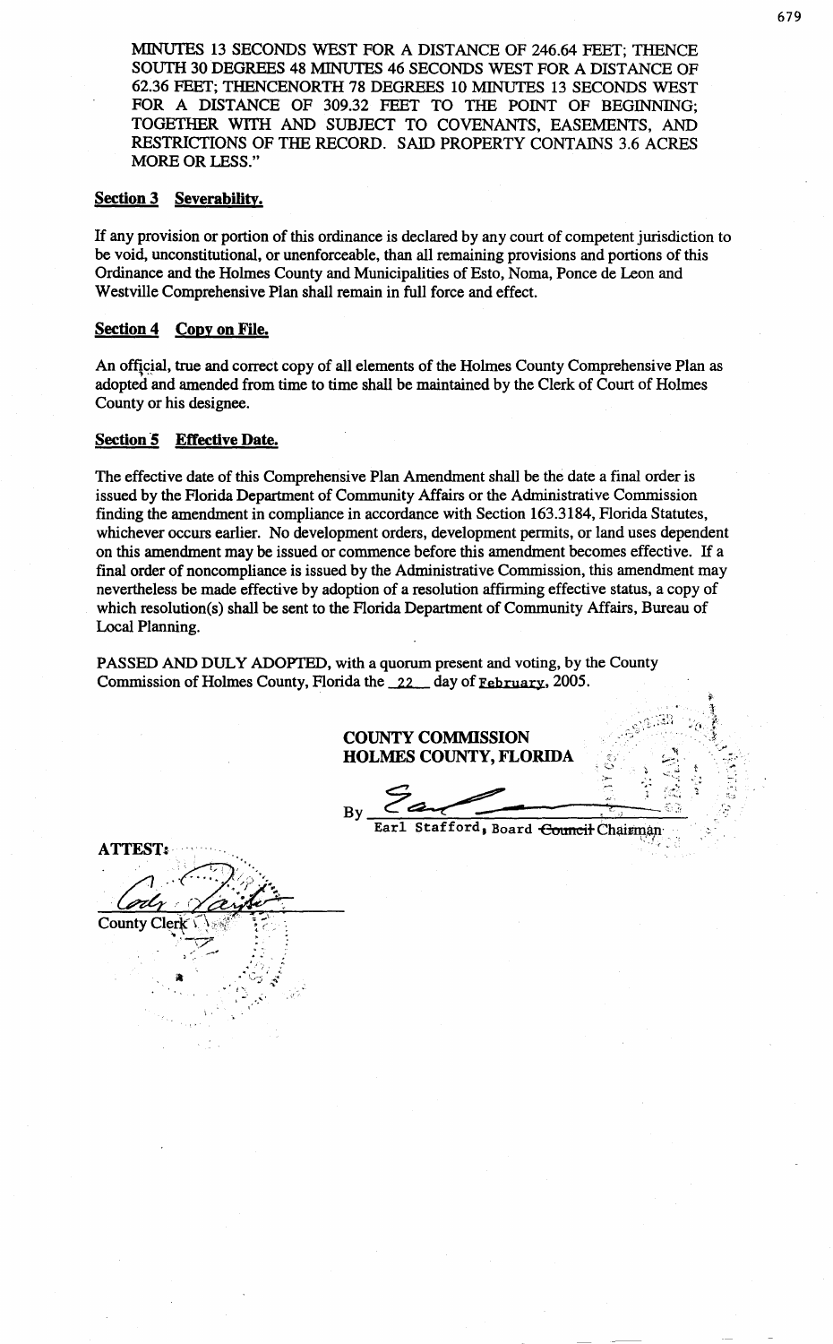MINUTES 13 SECONDS WEST FOR A DISTANCE OF 246.64 FEET; THENCE SOUTH 30 DEGREES 48 MINUTES 46 SECONDS WEST FOR A DISTANCE OF 62.36 FEET; THENCENORTH 78 DEGREES 10 MINUTES 13 SECONDS WEST FOR A DISTANCE OF 309.32 FEET TO THE POINT OF BEGINNING; TOGETHER WITH AND SUBJECT TO COVENANTS, EASEMENTS, AND RESTRICTIONS OF THE RECORD. SAID PROPERTY CONTAINS 3.6 ACRES MORE OR LESS."

**Section 3 Severability.**

If any provision or portion of this ordinance is declared by any court of competent jurisdiction to be void, unconstitutional, or unenforceable, than all remaining provisions and portions of this Ordinance and the Holmes County and Municipalities of Esto, Noma, Ponce de Leon and Westville Comprehensive Plan shall remain in full force and effect.

**Section 4 Copy on File.**

An official, true and correct copy of all elements of the Holmes County Comprehensive Plan as adopted and amended from time to time shall be maintained by the Clerk of Court of Holmes County or his designee.

**Section 5 Effective Date.**

The effective date of this Comprehensive Plan Amendment shall be the date a final order is issued by the Florida Department of Community Affairs or the Administrative Commission finding the amendment in compliance in accordance with Section 163.3184, Florida Statutes, whichever occurs earlier. No development orders, development permits, or land uses dependent on this amendment may be issued or commence before this amendment becomes effective. If a final order of noncompliance is issued by the Administrative Commission, this amendment may nevertheless be made effective by adoption of a resolution affirming effective status, a copy of which resolution(s) shall be sent to the Florida Department of Community Affairs, Bureau of Local Planning.

PASSED AND DULY ADOPTED, with a quorum present and voting, by the County Commission of Holmes County, Florida the 22 day of February, 2005.

**COUNTY COMMISSION**
**HOLMES COUNTY, FLORIDA**

By ______________________
Earl Stafford, Board ~~Council~~ Chairman

**ATTEST:**

______________________
County Clerk